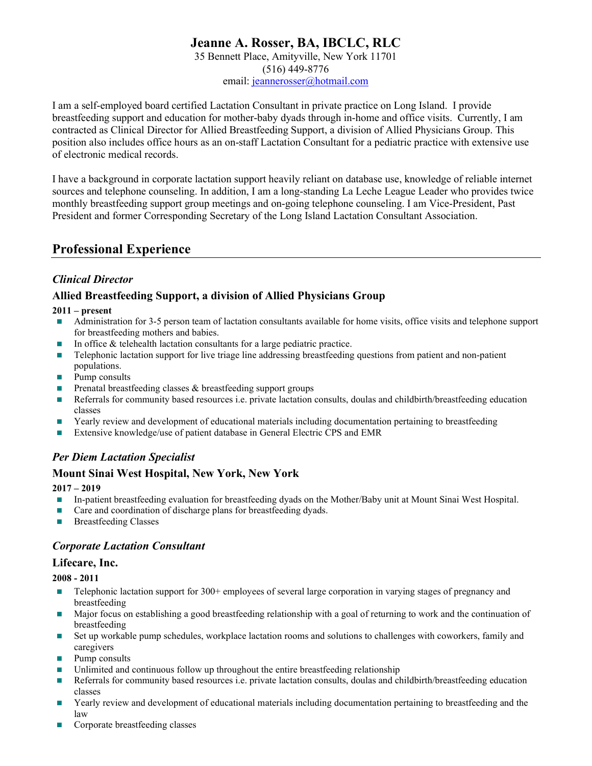# Jeanne A. Rosser, BA, IBCLC, RLC

35 Bennett Place, Amityville, New York 11701
(516) 449-8776
email: jeannerosser@hotmail.com

I am a self-employed board certified Lactation Consultant in private practice on Long Island. I provide breastfeeding support and education for mother-baby dyads through in-home and office visits. Currently, I am contracted as Clinical Director for Allied Breastfeeding Support, a division of Allied Physicians Group. This position also includes office hours as an on-staff Lactation Consultant for a pediatric practice with extensive use of electronic medical records.

I have a background in corporate lactation support heavily reliant on database use, knowledge of reliable internet sources and telephone counseling. In addition, I am a long-standing La Leche League Leader who provides twice monthly breastfeeding support group meetings and on-going telephone counseling. I am Vice-President, Past President and former Corresponding Secretary of the Long Island Lactation Consultant Association.

## Professional Experience

### *Clinical Director*

### Allied Breastfeeding Support, a division of Allied Physicians Group

**2011 – present**

- Administration for 3-5 person team of lactation consultants available for home visits, office visits and telephone support for breastfeeding mothers and babies.
- In office & telehealth lactation consultants for a large pediatric practice.
- Telephonic lactation support for live triage line addressing breastfeeding questions from patient and non-patient populations.
- Pump consults
- Prenatal breastfeeding classes & breastfeeding support groups
- Referrals for community based resources i.e. private lactation consults, doulas and childbirth/breastfeeding education classes
- Yearly review and development of educational materials including documentation pertaining to breastfeeding
- Extensive knowledge/use of patient database in General Electric CPS and EMR

### *Per Diem Lactation Specialist*

### Mount Sinai West Hospital, New York, New York

**2017 – 2019**

- In-patient breastfeeding evaluation for breastfeeding dyads on the Mother/Baby unit at Mount Sinai West Hospital.
- Care and coordination of discharge plans for breastfeeding dyads.
- Breastfeeding Classes

### *Corporate Lactation Consultant*

### Lifecare, Inc.

**2008 - 2011**

- Telephonic lactation support for 300+ employees of several large corporation in varying stages of pregnancy and breastfeeding
- Major focus on establishing a good breastfeeding relationship with a goal of returning to work and the continuation of breastfeeding
- Set up workable pump schedules, workplace lactation rooms and solutions to challenges with coworkers, family and caregivers
- Pump consults
- Unlimited and continuous follow up throughout the entire breastfeeding relationship
- Referrals for community based resources i.e. private lactation consults, doulas and childbirth/breastfeeding education classes
- Yearly review and development of educational materials including documentation pertaining to breastfeeding and the law
- Corporate breastfeeding classes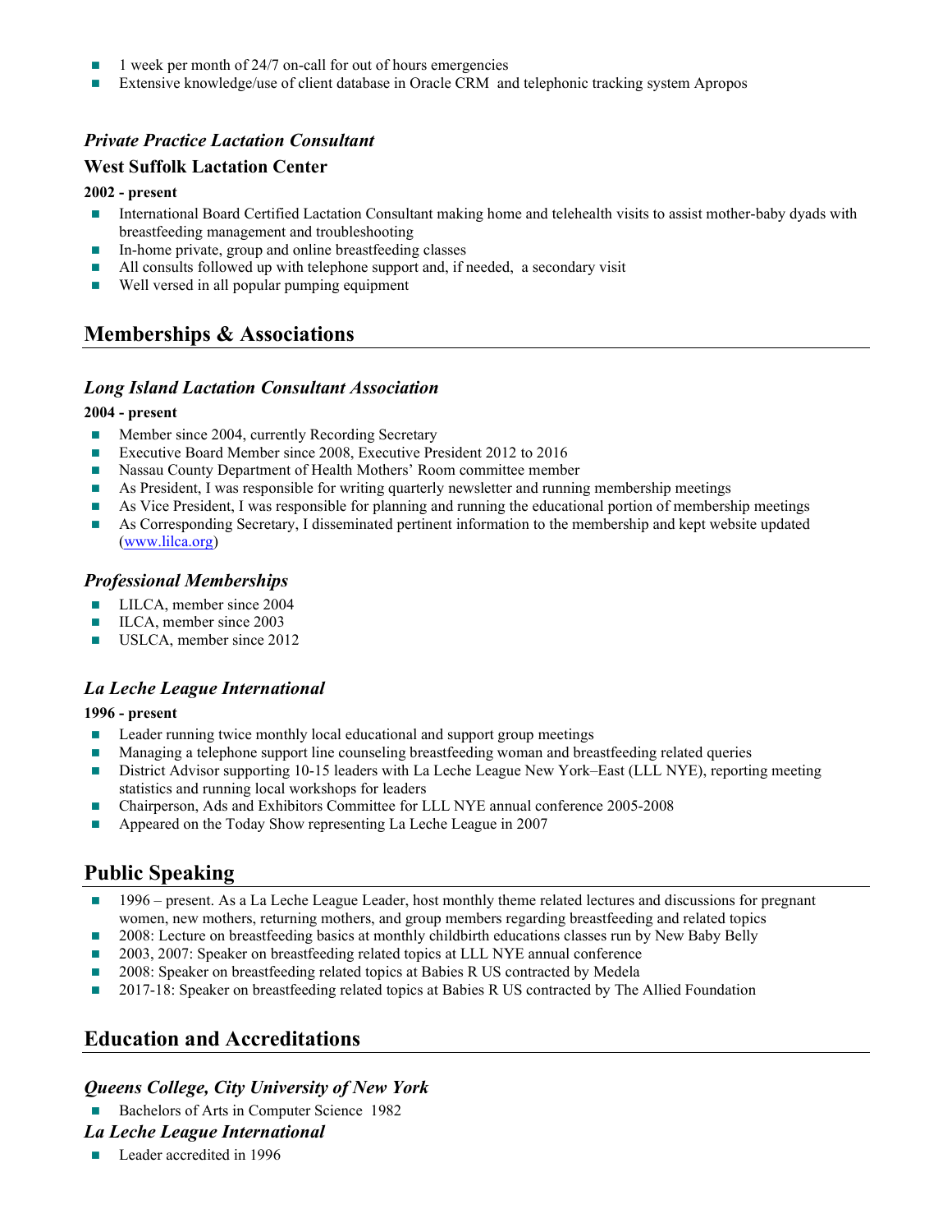- 1 week per month of 24/7 on-call for out of hours emergencies
- Extensive knowledge/use of client database in Oracle CRM and telephonic tracking system Apropos

### *Private Practice Lactation Consultant*

**West Suffolk Lactation Center**

**2002 - present**

- International Board Certified Lactation Consultant making home and telehealth visits to assist mother-baby dyads with breastfeeding management and troubleshooting
- In-home private, group and online breastfeeding classes
- All consults followed up with telephone support and, if needed, a secondary visit
- Well versed in all popular pumping equipment

## Memberships & Associations

### *Long Island Lactation Consultant Association*

**2004 - present**

- Member since 2004, currently Recording Secretary
- Executive Board Member since 2008, Executive President 2012 to 2016
- Nassau County Department of Health Mothers' Room committee member
- As President, I was responsible for writing quarterly newsletter and running membership meetings
- As Vice President, I was responsible for planning and running the educational portion of membership meetings
- As Corresponding Secretary, I disseminated pertinent information to the membership and kept website updated (www.lilca.org)

### *Professional Memberships*

- LILCA, member since 2004
- ILCA, member since 2003
- USLCA, member since 2012

### *La Leche League International*

**1996 - present**

- Leader running twice monthly local educational and support group meetings
- Managing a telephone support line counseling breastfeeding woman and breastfeeding related queries
- District Advisor supporting 10-15 leaders with La Leche League New York–East (LLL NYE), reporting meeting statistics and running local workshops for leaders
- Chairperson, Ads and Exhibitors Committee for LLL NYE annual conference 2005-2008
- Appeared on the Today Show representing La Leche League in 2007

## Public Speaking

- 1996 – present. As a La Leche League Leader, host monthly theme related lectures and discussions for pregnant women, new mothers, returning mothers, and group members regarding breastfeeding and related topics
- 2008: Lecture on breastfeeding basics at monthly childbirth educations classes run by New Baby Belly
- 2003, 2007: Speaker on breastfeeding related topics at LLL NYE annual conference
- 2008: Speaker on breastfeeding related topics at Babies R US contracted by Medela
- 2017-18: Speaker on breastfeeding related topics at Babies R US contracted by The Allied Foundation

## Education and Accreditations

### *Queens College, City University of New York*

- Bachelors of Arts in Computer Science 1982

### *La Leche League International*

- Leader accredited in 1996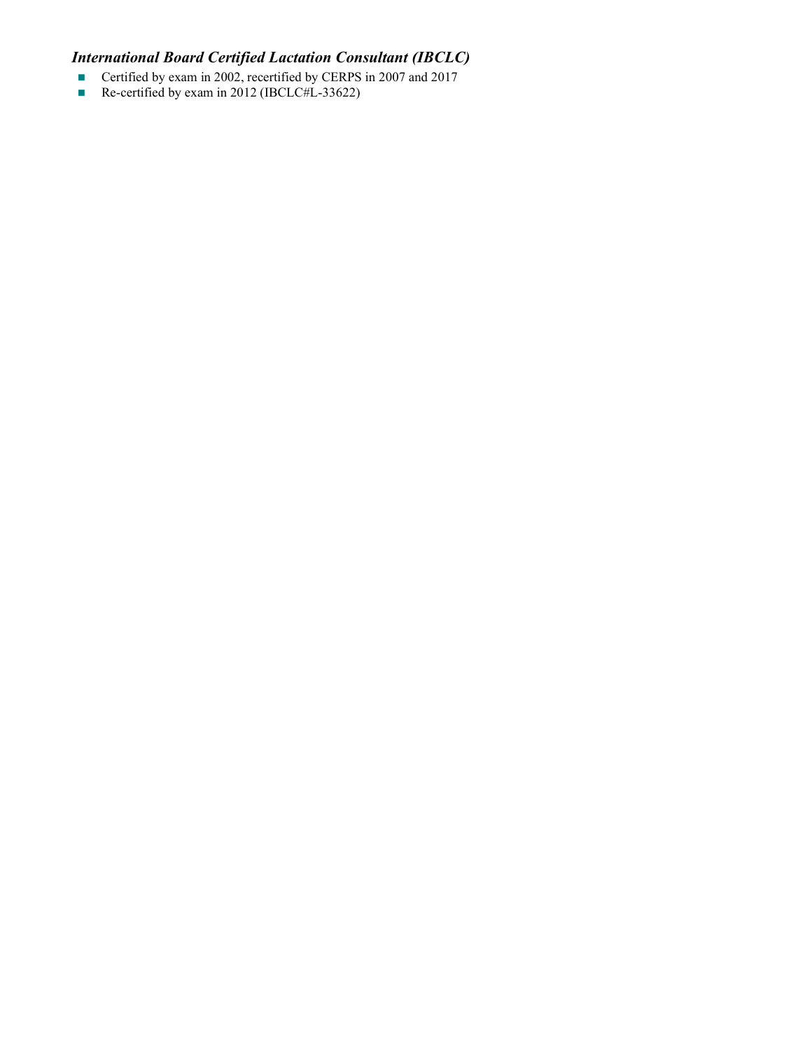### *International Board Certified Lactation Consultant (IBCLC)*

- Certified by exam in 2002, recertified by CERPS in 2007 and 2017
- Re-certified by exam in 2012 (IBCLC#L-33622)